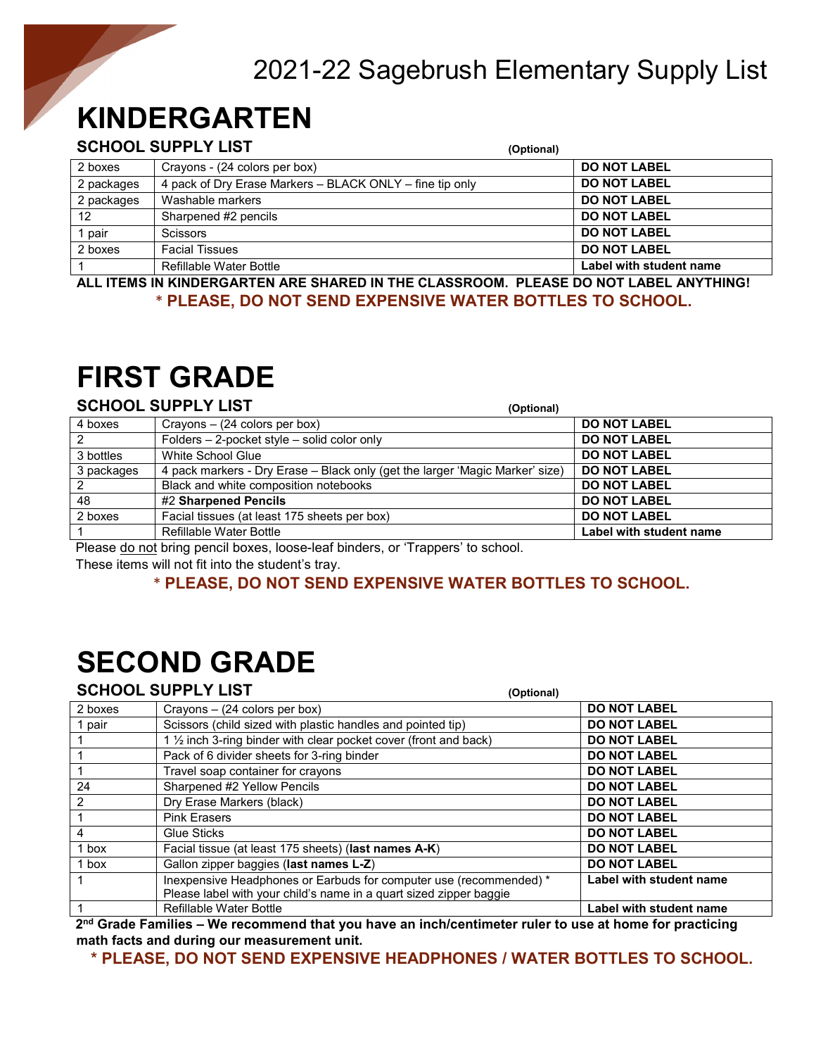# 2021-22 Sagebrush Elementary Supply List

## KINDERGARTEN

### SCHOOL SUPPLY LIST

| | | (Optional) |
|---|---|---|
| 2 boxes | Crayons - (24 colors per box) | **DO NOT LABEL** |
| 2 packages | 4 pack of Dry Erase Markers – BLACK ONLY – fine tip only | **DO NOT LABEL** |
| 2 packages | Washable markers | **DO NOT LABEL** |
| 12 | Sharpened #2 pencils | **DO NOT LABEL** |
| 1 pair | Scissors | **DO NOT LABEL** |
| 2 boxes | Facial Tissues | **DO NOT LABEL** |
| 1 | Refillable Water Bottle | **Label with student name** |

**ALL ITEMS IN KINDERGARTEN ARE SHARED IN THE CLASSROOM. PLEASE DO NOT LABEL ANYTHING!**

**\* PLEASE, DO NOT SEND EXPENSIVE WATER BOTTLES TO SCHOOL.**

## FIRST GRADE

### SCHOOL SUPPLY LIST

| | | (Optional) |
|---|---|---|
| 4 boxes | Crayons – (24 colors per box) | **DO NOT LABEL** |
| 2 | Folders – 2-pocket style – solid color only | **DO NOT LABEL** |
| 3 bottles | White School Glue | **DO NOT LABEL** |
| 3 packages | 4 pack markers - Dry Erase – Black only (get the larger 'Magic Marker' size) | **DO NOT LABEL** |
| 2 | Black and white composition notebooks | **DO NOT LABEL** |
| 48 | #2 **Sharpened Pencils** | **DO NOT LABEL** |
| 2 boxes | Facial tissues (at least 175 sheets per box) | **DO NOT LABEL** |
| 1 | Refillable Water Bottle | **Label with student name** |

Please do not bring pencil boxes, loose-leaf binders, or 'Trappers' to school.
These items will not fit into the student's tray.

**\* PLEASE, DO NOT SEND EXPENSIVE WATER BOTTLES TO SCHOOL.**

## SECOND GRADE

### SCHOOL SUPPLY LIST

| | | (Optional) |
|---|---|---|
| 2 boxes | Crayons – (24 colors per box) | **DO NOT LABEL** |
| 1 pair | Scissors (child sized with plastic handles and pointed tip) | **DO NOT LABEL** |
| 1 | 1 ½ inch 3-ring binder with clear pocket cover (front and back) | **DO NOT LABEL** |
| 1 | Pack of 6 divider sheets for 3-ring binder | **DO NOT LABEL** |
| 1 | Travel soap container for crayons | **DO NOT LABEL** |
| 24 | Sharpened #2 Yellow Pencils | **DO NOT LABEL** |
| 2 | Dry Erase Markers (black) | **DO NOT LABEL** |
| 1 | Pink Erasers | **DO NOT LABEL** |
| 4 | Glue Sticks | **DO NOT LABEL** |
| 1 box | Facial tissue (at least 175 sheets) (**last names A-K**) | **DO NOT LABEL** |
| 1 box | Gallon zipper baggies (**last names L-Z**) | **DO NOT LABEL** |
| 1 | Inexpensive Headphones or Earbuds for computer use (recommended) * Please label with your child's name in a quart sized zipper baggie | **Label with student name** |
| 1 | Refillable Water Bottle | **Label with student name** |

**2nd Grade Families – We recommend that you have an inch/centimeter ruler to use at home for practicing math facts and during our measurement unit.**

**\* PLEASE, DO NOT SEND EXPENSIVE HEADPHONES / WATER BOTTLES TO SCHOOL.**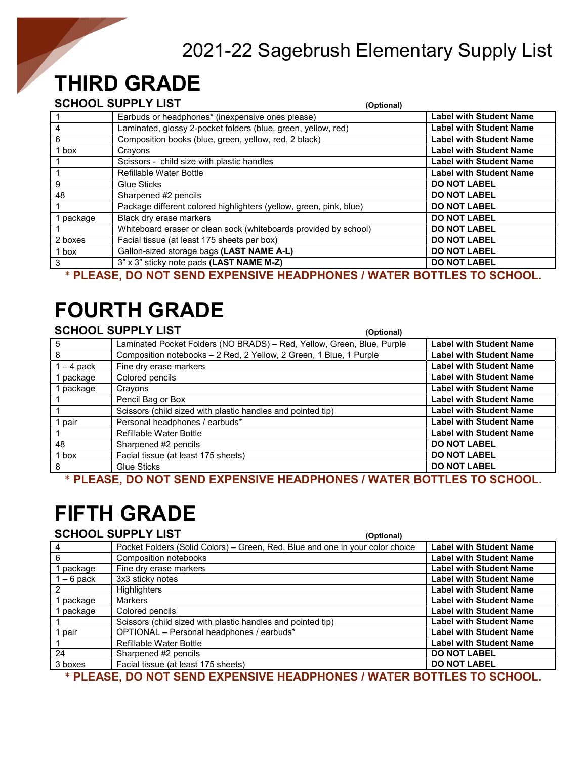# 2021-22 Sagebrush Elementary Supply List

## THIRD GRADE

### SCHOOL SUPPLY LIST

| | | (Optional) |
|---|---|---|
| 1 | Earbuds or headphones* (inexpensive ones please) | **Label with Student Name** |
| 4 | Laminated, glossy 2-pocket folders (blue, green, yellow, red) | **Label with Student Name** |
| 6 | Composition books (blue, green, yellow, red, 2 black) | **Label with Student Name** |
| 1 box | Crayons | **Label with Student Name** |
| 1 | Scissors - child size with plastic handles | **Label with Student Name** |
| 1 | Refillable Water Bottle | **Label with Student Name** |
| 9 | Glue Sticks | **DO NOT LABEL** |
| 48 | Sharpened #2 pencils | **DO NOT LABEL** |
| 1 | Package different colored highlighters (yellow, green, pink, blue) | **DO NOT LABEL** |
| 1 package | Black dry erase markers | **DO NOT LABEL** |
| 1 | Whiteboard eraser or clean sock (whiteboards provided by school) | **DO NOT LABEL** |
| 2 boxes | Facial tissue (at least 175 sheets per box) | **DO NOT LABEL** |
| 1 box | Gallon-sized storage bags **(LAST NAME A-L)** | **DO NOT LABEL** |
| 3 | 3" x 3" sticky note pads **(LAST NAME M-Z)** | **DO NOT LABEL** |

**\* PLEASE, DO NOT SEND EXPENSIVE HEADPHONES / WATER BOTTLES TO SCHOOL.**

## FOURTH GRADE

### SCHOOL SUPPLY LIST

| | | (Optional) |
|---|---|---|
| 5 | Laminated Pocket Folders (NO BRADS) – Red, Yellow, Green, Blue, Purple | **Label with Student Name** |
| 8 | Composition notebooks – 2 Red, 2 Yellow, 2 Green, 1 Blue, 1 Purple | **Label with Student Name** |
| 1 – 4 pack | Fine dry erase markers | **Label with Student Name** |
| 1 package | Colored pencils | **Label with Student Name** |
| 1 package | Crayons | **Label with Student Name** |
| 1 | Pencil Bag or Box | **Label with Student Name** |
| 1 | Scissors (child sized with plastic handles and pointed tip) | **Label with Student Name** |
| 1 pair | Personal headphones / earbuds* | **Label with Student Name** |
| 1 | Refillable Water Bottle | **Label with Student Name** |
| 48 | Sharpened #2 pencils | **DO NOT LABEL** |
| 1 box | Facial tissue (at least 175 sheets) | **DO NOT LABEL** |
| 8 | Glue Sticks | **DO NOT LABEL** |

**\* PLEASE, DO NOT SEND EXPENSIVE HEADPHONES / WATER BOTTLES TO SCHOOL.**

## FIFTH GRADE

### SCHOOL SUPPLY LIST

| | | (Optional) |
|---|---|---|
| 4 | Pocket Folders (Solid Colors) – Green, Red, Blue and one in your color choice | **Label with Student Name** |
| 6 | Composition notebooks | **Label with Student Name** |
| 1 package | Fine dry erase markers | **Label with Student Name** |
| 1 – 6 pack | 3x3 sticky notes | **Label with Student Name** |
| 2 | Highlighters | **Label with Student Name** |
| 1 package | Markers | **Label with Student Name** |
| 1 package | Colored pencils | **Label with Student Name** |
| 1 | Scissors (child sized with plastic handles and pointed tip) | **Label with Student Name** |
| 1 pair | OPTIONAL – Personal headphones / earbuds* | **Label with Student Name** |
| 1 | Refillable Water Bottle | **Label with Student Name** |
| 24 | Sharpened #2 pencils | **DO NOT LABEL** |
| 3 boxes | Facial tissue (at least 175 sheets) | **DO NOT LABEL** |

**\* PLEASE, DO NOT SEND EXPENSIVE HEADPHONES / WATER BOTTLES TO SCHOOL.**